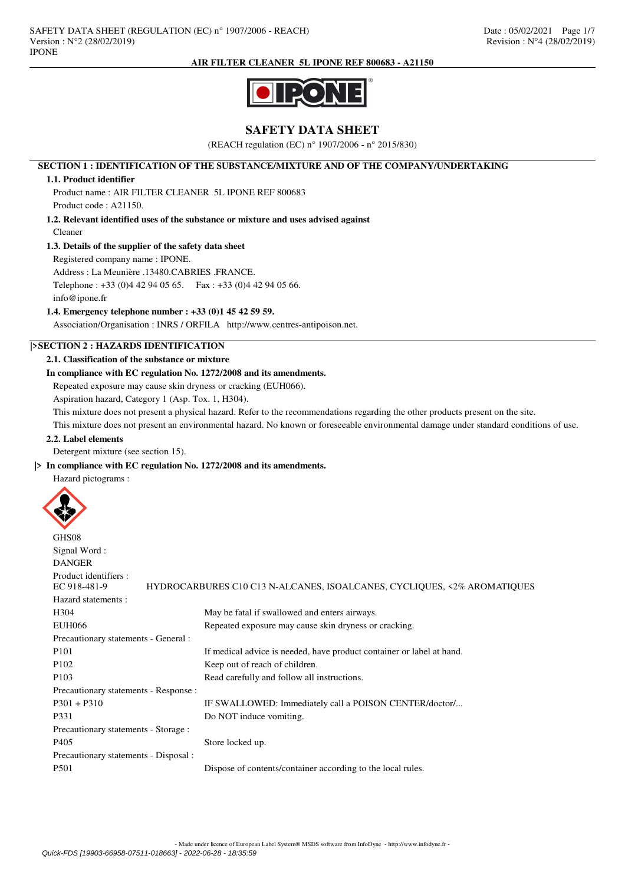# SAFETY DATA SHEET

(REACH regulation (EC) n° 1907/2006 - n° 2015/830)

## SECTION 1 : IDENTIFICATION OF THE SUBSTANCE/MIXTURE AND OF THE COMPANY/UNDERTAKING

### 1.1. Product identifier

Product name : AIR FILTER CLEANER 5L IPONE REF 800683

Product code : A21150.

### 1.2. Relevant identified uses of the substance or mixture and uses advised against

Cleaner

### 1.3. Details of the supplier of the safety data sheet

Registered company name : IPONE.

Address : La Meunière .13480.CABRIES .FRANCE.

Telephone : +33 (0)4 42 94 05 65. Fax : +33 (0)4 42 94 05 66.

info@ipone.fr

### 1.4. Emergency telephone number : +33 (0)1 45 42 59 59.

Association/Organisation : INRS / ORFILA http://www.centres-antipoison.net.

## |>SECTION 2 : HAZARDS IDENTIFICATION

### 2.1. Classification of the substance or mixture

**In compliance with EC regulation No. 1272/2008 and its amendments.**

Repeated exposure may cause skin dryness or cracking (EUH066).

Aspiration hazard, Category 1 (Asp. Tox. 1, H304).

This mixture does not present a physical hazard. Refer to the recommendations regarding the other products present on the site.

This mixture does not present an environmental hazard. No known or foreseeable environmental damage under standard conditions of use.

### 2.2. Label elements

Detergent mixture (see section 15).

**|> In compliance with EC regulation No. 1272/2008 and its amendments.**

Hazard pictograms :

GHS08

Signal Word :

DANGER

Product identifiers :

| | |
|---|---|
| EC 918-481-9 | HYDROCARBURES C10 C13 N-ALCANES, ISOALCANES, CYCLIQUES, <2% AROMATIQUES |

Hazard statements :

| | |
|---|---|
| H304 | May be fatal if swallowed and enters airways. |
| EUH066 | Repeated exposure may cause skin dryness or cracking. |

Precautionary statements - General :

| | |
|---|---|
| P101 | If medical advice is needed, have product container or label at hand. |
| P102 | Keep out of reach of children. |
| P103 | Read carefully and follow all instructions. |

Precautionary statements - Response :

| | |
|---|---|
| P301 + P310 | IF SWALLOWED: Immediately call a POISON CENTER/doctor/... |
| P331 | Do NOT induce vomiting. |

Precautionary statements - Storage :

| | |
|---|---|
| P405 | Store locked up. |

Precautionary statements - Disposal :

| | |
|---|---|
| P501 | Dispose of contents/container according to the local rules. |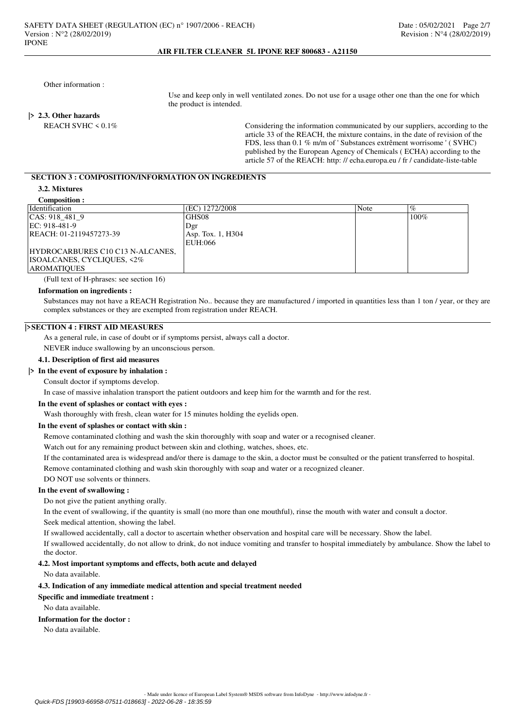Other information :

Use and keep only in well ventilated zones. Do not use for a usage other than the one for which the product is intended.

### |> 2.3. Other hazards

REACH SVHC < 0.1%

Considering the information communicated by our suppliers, according to the article 33 of the REACH, the mixture contains, in the date of revision of the FDS, less than 0.1 % m/m of ' Substances extrêment worrisome ' ( SVHC) published by the European Agency of Chemicals ( ECHA) according to the article 57 of the REACH: http: // echa.europa.eu / fr / candidate-liste-table

## SECTION 3 : COMPOSITION/INFORMATION ON INGREDIENTS

### 3.2. Mixtures

**Composition :**

| Identification | (EC) 1272/2008 | Note | % |
|---|---|---|---|
| CAS: 918_481_9<br>EC: 918-481-9<br>REACH: 01-2119457273-39<br><br>HYDROCARBURES C10 C13 N-ALCANES, ISOALCANES, CYCLIQUES, <2% AROMATIQUES | GHS08<br>Dgr<br>Asp. Tox. 1, H304<br>EUH:066 | | 100% |

(Full text of H-phrases: see section 16)

**Information on ingredients :**

Substances may not have a REACH Registration No.. because they are manufactured / imported in quantities less than 1 ton / year, or they are complex substances or they are exempted from registration under REACH.

## |>SECTION 4 : FIRST AID MEASURES

As a general rule, in case of doubt or if symptoms persist, always call a doctor.

NEVER induce swallowing by an unconscious person.

### 4.1. Description of first aid measures

**|> In the event of exposure by inhalation :**

Consult doctor if symptoms develop.

In case of massive inhalation transport the patient outdoors and keep him for the warmth and for the rest.

**In the event of splashes or contact with eyes :**

Wash thoroughly with fresh, clean water for 15 minutes holding the eyelids open.

**In the event of splashes or contact with skin :**

Remove contaminated clothing and wash the skin thoroughly with soap and water or a recognised cleaner.

Watch out for any remaining product between skin and clothing, watches, shoes, etc.

If the contaminated area is widespread and/or there is damage to the skin, a doctor must be consulted or the patient transferred to hospital.

Remove contaminated clothing and wash skin thoroughly with soap and water or a recognized cleaner.

DO NOT use solvents or thinners.

**In the event of swallowing :**

Do not give the patient anything orally.

In the event of swallowing, if the quantity is small (no more than one mouthful), rinse the mouth with water and consult a doctor.

Seek medical attention, showing the label.

If swallowed accidentally, call a doctor to ascertain whether observation and hospital care will be necessary. Show the label.

If swallowed accidentally, do not allow to drink, do not induce vomiting and transfer to hospital immediately by ambulance. Show the label to the doctor.

### 4.2. Most important symptoms and effects, both acute and delayed

No data available.

### 4.3. Indication of any immediate medical attention and special treatment needed

**Specific and immediate treatment :**

No data available.

**Information for the doctor :**

No data available.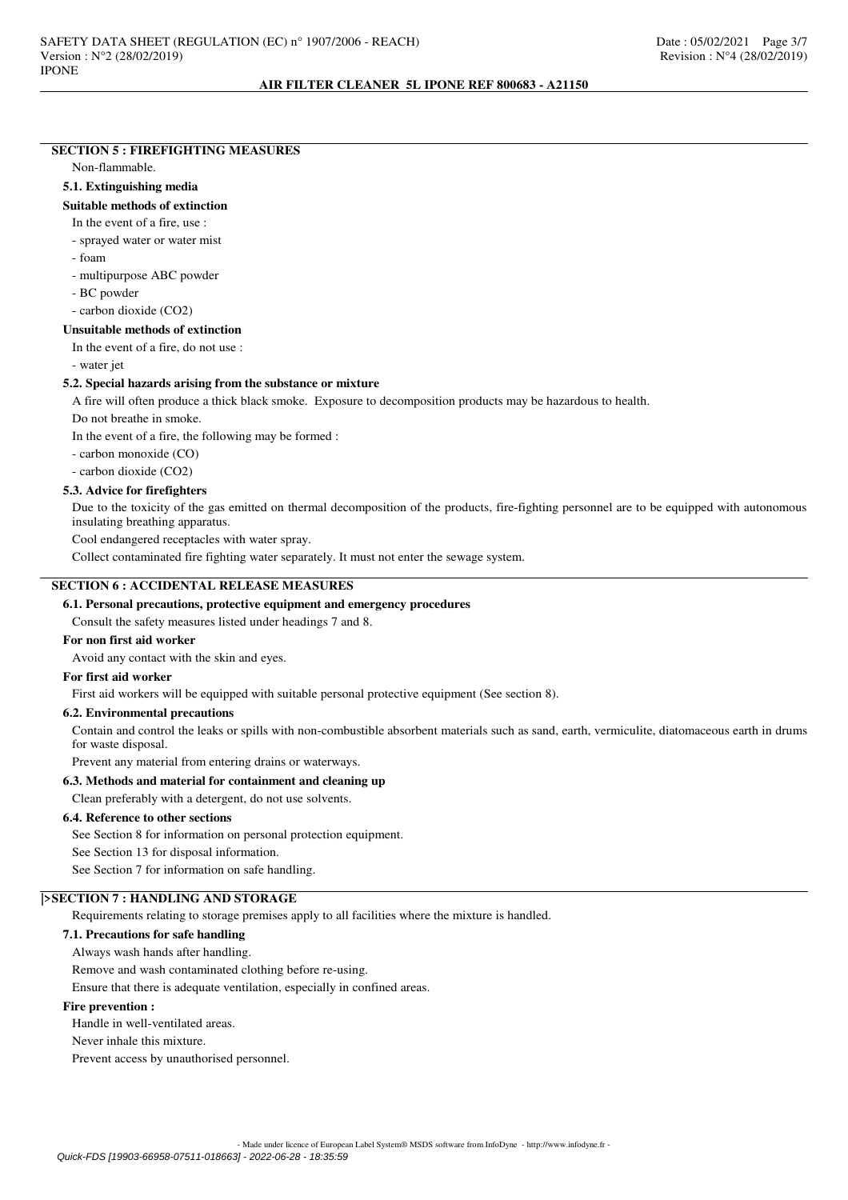## SECTION 5 : FIREFIGHTING MEASURES

Non-flammable.

### 5.1. Extinguishing media

**Suitable methods of extinction**

In the event of a fire, use :

- sprayed water or water mist
- foam
- multipurpose ABC powder
- BC powder
- carbon dioxide ($CO_2$)

**Unsuitable methods of extinction**

In the event of a fire, do not use :

- water jet

### 5.2. Special hazards arising from the substance or mixture

A fire will often produce a thick black smoke. Exposure to decomposition products may be hazardous to health.

Do not breathe in smoke.

In the event of a fire, the following may be formed :

- carbon monoxide (CO)
- carbon dioxide ($CO_2$)

### 5.3. Advice for firefighters

Due to the toxicity of the gas emitted on thermal decomposition of the products, fire-fighting personnel are to be equipped with autonomous insulating breathing apparatus.

Cool endangered receptacles with water spray.

Collect contaminated fire fighting water separately. It must not enter the sewage system.

## SECTION 6 : ACCIDENTAL RELEASE MEASURES

### 6.1. Personal precautions, protective equipment and emergency procedures

Consult the safety measures listed under headings 7 and 8.

**For non first aid worker**

Avoid any contact with the skin and eyes.

**For first aid worker**

First aid workers will be equipped with suitable personal protective equipment (See section 8).

### 6.2. Environmental precautions

Contain and control the leaks or spills with non-combustible absorbent materials such as sand, earth, vermiculite, diatomaceous earth in drums for waste disposal.

Prevent any material from entering drains or waterways.

### 6.3. Methods and material for containment and cleaning up

Clean preferably with a detergent, do not use solvents.

### 6.4. Reference to other sections

See Section 8 for information on personal protection equipment.

See Section 13 for disposal information.

See Section 7 for information on safe handling.

## |>SECTION 7 : HANDLING AND STORAGE

Requirements relating to storage premises apply to all facilities where the mixture is handled.

### 7.1. Precautions for safe handling

Always wash hands after handling.

Remove and wash contaminated clothing before re-using.

Ensure that there is adequate ventilation, especially in confined areas.

**Fire prevention :**

Handle in well-ventilated areas.

Never inhale this mixture.

Prevent access by unauthorised personnel.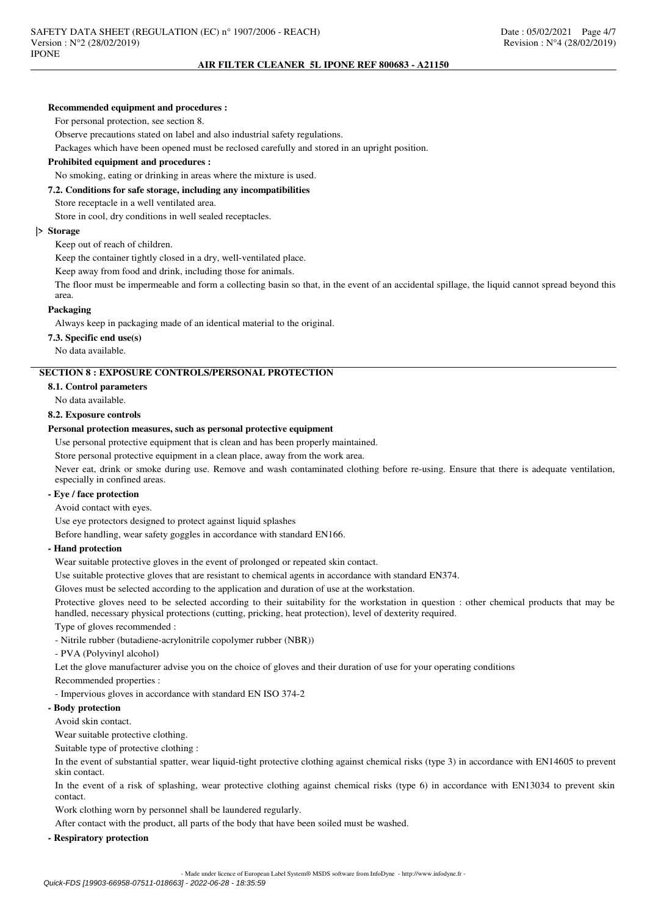**Recommended equipment and procedures :**

For personal protection, see section 8.

Observe precautions stated on label and also industrial safety regulations.

Packages which have been opened must be reclosed carefully and stored in an upright position.

**Prohibited equipment and procedures :**

No smoking, eating or drinking in areas where the mixture is used.

**7.2. Conditions for safe storage, including any incompatibilities**

Store receptacle in a well ventilated area.

Store in cool, dry conditions in well sealed receptacles.

|> **Storage**

Keep out of reach of children.

Keep the container tightly closed in a dry, well-ventilated place.

Keep away from food and drink, including those for animals.

The floor must be impermeable and form a collecting basin so that, in the event of an accidental spillage, the liquid cannot spread beyond this area.

**Packaging**

Always keep in packaging made of an identical material to the original.

**7.3. Specific end use(s)**

No data available.

## SECTION 8 : EXPOSURE CONTROLS/PERSONAL PROTECTION

**8.1. Control parameters**

No data available.

**8.2. Exposure controls**

**Personal protection measures, such as personal protective equipment**

Use personal protective equipment that is clean and has been properly maintained.

Store personal protective equipment in a clean place, away from the work area.

Never eat, drink or smoke during use. Remove and wash contaminated clothing before re-using. Ensure that there is adequate ventilation, especially in confined areas.

**- Eye / face protection**

Avoid contact with eyes.

Use eye protectors designed to protect against liquid splashes

Before handling, wear safety goggles in accordance with standard EN166.

**- Hand protection**

Wear suitable protective gloves in the event of prolonged or repeated skin contact.

Use suitable protective gloves that are resistant to chemical agents in accordance with standard EN374.

Gloves must be selected according to the application and duration of use at the workstation.

Protective gloves need to be selected according to their suitability for the workstation in question : other chemical products that may be handled, necessary physical protections (cutting, pricking, heat protection), level of dexterity required.

Type of gloves recommended :

- Nitrile rubber (butadiene-acrylonitrile copolymer rubber (NBR))
- PVA (Polyvinyl alcohol)

Let the glove manufacturer advise you on the choice of gloves and their duration of use for your operating conditions

Recommended properties :

- Impervious gloves in accordance with standard EN ISO 374-2

**- Body protection**

Avoid skin contact.

Wear suitable protective clothing.

Suitable type of protective clothing :

In the event of substantial spatter, wear liquid-tight protective clothing against chemical risks (type 3) in accordance with EN14605 to prevent skin contact.

In the event of a risk of splashing, wear protective clothing against chemical risks (type 6) in accordance with EN13034 to prevent skin contact.

Work clothing worn by personnel shall be laundered regularly.

After contact with the product, all parts of the body that have been soiled must be washed.

**- Respiratory protection**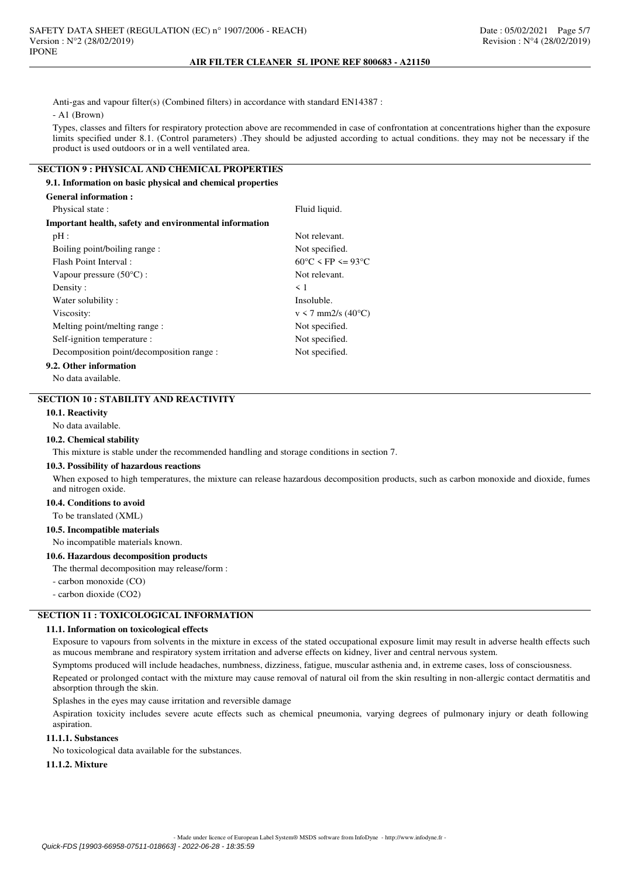Anti-gas and vapour filter(s) (Combined filters) in accordance with standard EN14387 :

- A1 (Brown)

Types, classes and filters for respiratory protection above are recommended in case of confrontation at concentrations higher than the exposure limits specified under 8.1. (Control parameters) .They should be adjusted according to actual conditions. they may not be necessary if the product is used outdoors or in a well ventilated area.

## SECTION 9 : PHYSICAL AND CHEMICAL PROPERTIES

### 9.1. Information on basic physical and chemical properties

**General information :**

| | |
|---|---|
| Physical state : | Fluid liquid. |

**Important health, safety and environmental information**

| | |
|---|---|
| pH : | Not relevant. |
| Boiling point/boiling range : | Not specified. |
| Flash Point Interval : | 60°C < FP <= 93°C |
| Vapour pressure (50°C) : | Not relevant. |
| Density : | < 1 |
| Water solubility : | Insoluble. |
| Viscosity: | v < 7 mm2/s (40°C) |
| Melting point/melting range : | Not specified. |
| Self-ignition temperature : | Not specified. |
| Decomposition point/decomposition range : | Not specified. |

### 9.2. Other information

No data available.

## SECTION 10 : STABILITY AND REACTIVITY

### 10.1. Reactivity

No data available.

### 10.2. Chemical stability

This mixture is stable under the recommended handling and storage conditions in section 7.

### 10.3. Possibility of hazardous reactions

When exposed to high temperatures, the mixture can release hazardous decomposition products, such as carbon monoxide and dioxide, fumes and nitrogen oxide.

### 10.4. Conditions to avoid

To be translated (XML)

### 10.5. Incompatible materials

No incompatible materials known.

### 10.6. Hazardous decomposition products

The thermal decomposition may release/form :

- carbon monoxide (CO)
- carbon dioxide ($CO_2$)

## SECTION 11 : TOXICOLOGICAL INFORMATION

### 11.1. Information on toxicological effects

Exposure to vapours from solvents in the mixture in excess of the stated occupational exposure limit may result in adverse health effects such as mucous membrane and respiratory system irritation and adverse effects on kidney, liver and central nervous system.

Symptoms produced will include headaches, numbness, dizziness, fatigue, muscular asthenia and, in extreme cases, loss of consciousness.

Repeated or prolonged contact with the mixture may cause removal of natural oil from the skin resulting in non-allergic contact dermatitis and absorption through the skin.

Splashes in the eyes may cause irritation and reversible damage

Aspiration toxicity includes severe acute effects such as chemical pneumonia, varying degrees of pulmonary injury or death following aspiration.

#### 11.1.1. Substances

No toxicological data available for the substances.

#### 11.1.2. Mixture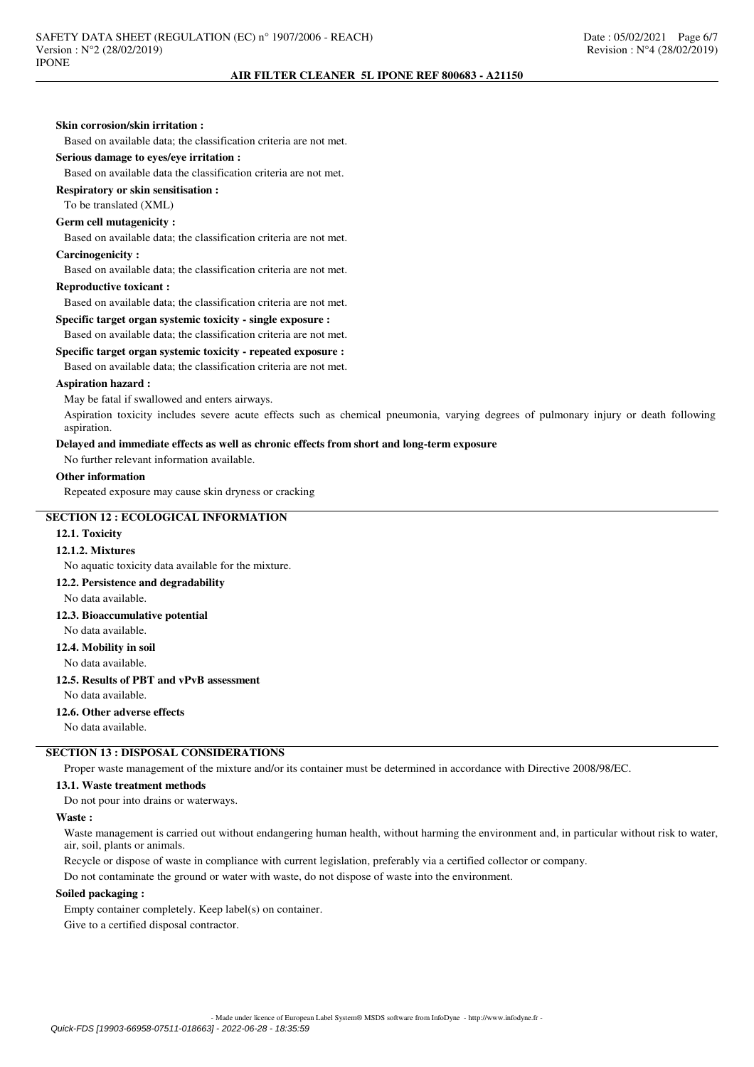**Skin corrosion/skin irritation :**

Based on available data; the classification criteria are not met.

**Serious damage to eyes/eye irritation :**

Based on available data the classification criteria are not met.

**Respiratory or skin sensitisation :**

To be translated (XML)

**Germ cell mutagenicity :**

Based on available data; the classification criteria are not met.

**Carcinogenicity :**

Based on available data; the classification criteria are not met.

**Reproductive toxicant :**

Based on available data; the classification criteria are not met.

**Specific target organ systemic toxicity - single exposure :**

Based on available data; the classification criteria are not met.

**Specific target organ systemic toxicity - repeated exposure :**

Based on available data; the classification criteria are not met.

**Aspiration hazard :**

May be fatal if swallowed and enters airways.

Aspiration toxicity includes severe acute effects such as chemical pneumonia, varying degrees of pulmonary injury or death following aspiration.

**Delayed and immediate effects as well as chronic effects from short and long-term exposure**

No further relevant information available.

**Other information**

Repeated exposure may cause skin dryness or cracking

## SECTION 12 : ECOLOGICAL INFORMATION

### 12.1. Toxicity

#### 12.1.2. Mixtures

No aquatic toxicity data available for the mixture.

### 12.2. Persistence and degradability

No data available.

### 12.3. Bioaccumulative potential

No data available.

### 12.4. Mobility in soil

No data available.

### 12.5. Results of PBT and vPvB assessment

No data available.

### 12.6. Other adverse effects

No data available.

## SECTION 13 : DISPOSAL CONSIDERATIONS

Proper waste management of the mixture and/or its container must be determined in accordance with Directive 2008/98/EC.

### 13.1. Waste treatment methods

Do not pour into drains or waterways.

**Waste :**

Waste management is carried out without endangering human health, without harming the environment and, in particular without risk to water, air, soil, plants or animals.

Recycle or dispose of waste in compliance with current legislation, preferably via a certified collector or company.

Do not contaminate the ground or water with waste, do not dispose of waste into the environment.

**Soiled packaging :**

Empty container completely. Keep label(s) on container.

Give to a certified disposal contractor.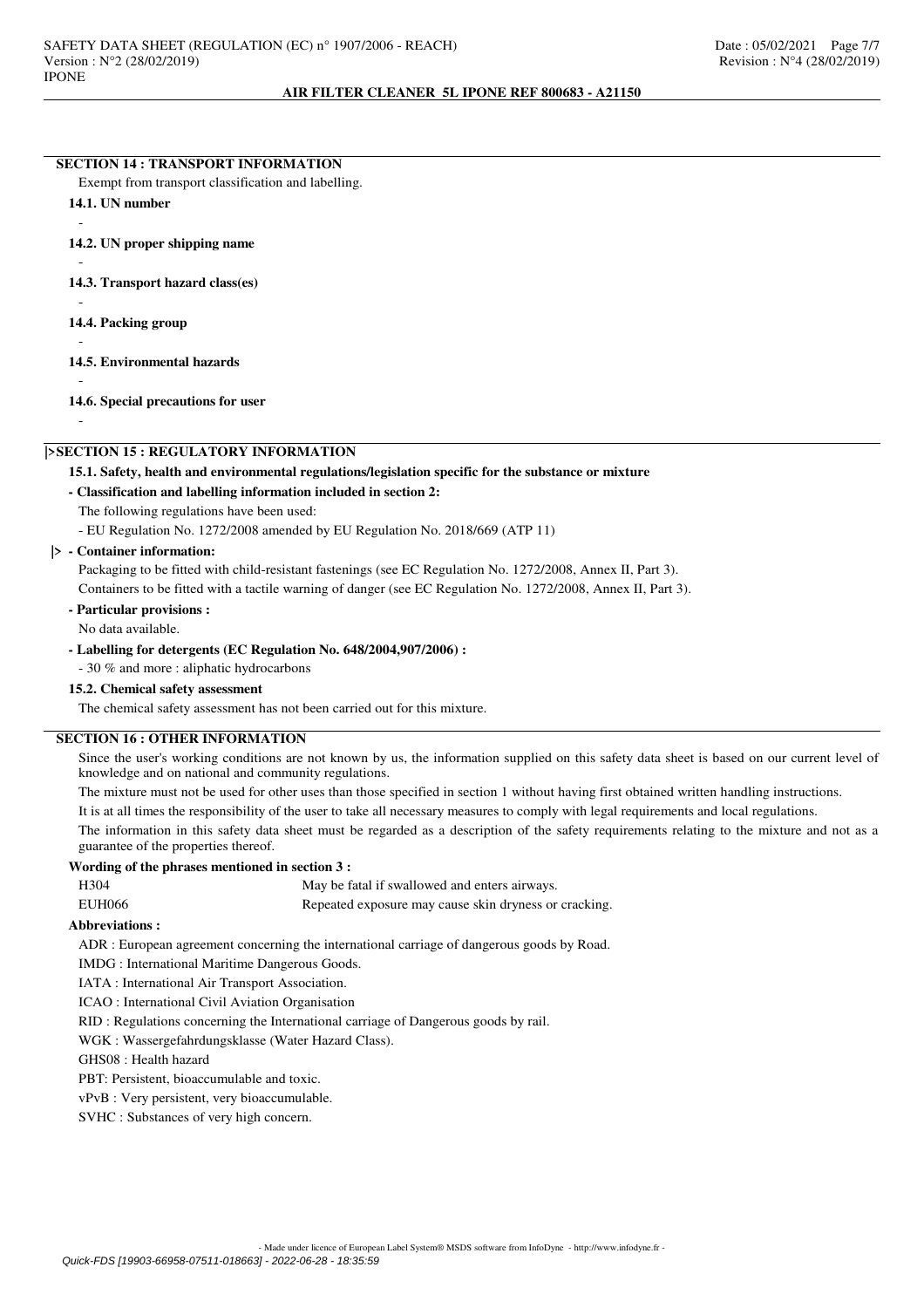## SECTION 14 : TRANSPORT INFORMATION

Exempt from transport classification and labelling.

### 14.1. UN number

-

### 14.2. UN proper shipping name

-

### 14.3. Transport hazard class(es)

-

### 14.4. Packing group

-

### 14.5. Environmental hazards

-

### 14.6. Special precautions for user

-

## |>SECTION 15 : REGULATORY INFORMATION

### 15.1. Safety, health and environmental regulations/legislation specific for the substance or mixture

**- Classification and labelling information included in section 2:**

The following regulations have been used:

- EU Regulation No. 1272/2008 amended by EU Regulation No. 2018/669 (ATP 11)

**|> - Container information:**

Packaging to be fitted with child-resistant fastenings (see EC Regulation No. 1272/2008, Annex II, Part 3).

Containers to be fitted with a tactile warning of danger (see EC Regulation No. 1272/2008, Annex II, Part 3).

**- Particular provisions :**

No data available.

**- Labelling for detergents (EC Regulation No. 648/2004,907/2006) :**

- 30 % and more : aliphatic hydrocarbons

### 15.2. Chemical safety assessment

The chemical safety assessment has not been carried out for this mixture.

## SECTION 16 : OTHER INFORMATION

Since the user's working conditions are not known by us, the information supplied on this safety data sheet is based on our current level of knowledge and on national and community regulations.

The mixture must not be used for other uses than those specified in section 1 without having first obtained written handling instructions.

It is at all times the responsibility of the user to take all necessary measures to comply with legal requirements and local regulations.

The information in this safety data sheet must be regarded as a description of the safety requirements relating to the mixture and not as a guarantee of the properties thereof.

**Wording of the phrases mentioned in section 3 :**

| | |
|---|---|
| H304 | May be fatal if swallowed and enters airways. |
| EUH066 | Repeated exposure may cause skin dryness or cracking. |

**Abbreviations :**

ADR : European agreement concerning the international carriage of dangerous goods by Road.

IMDG : International Maritime Dangerous Goods.

IATA : International Air Transport Association.

ICAO : International Civil Aviation Organisation

RID : Regulations concerning the International carriage of Dangerous goods by rail.

WGK : Wassergefahrdungsklasse (Water Hazard Class).

GHS08 : Health hazard

PBT: Persistent, bioaccumulable and toxic.

vPvB : Very persistent, very bioaccumulable.

SVHC : Substances of very high concern.